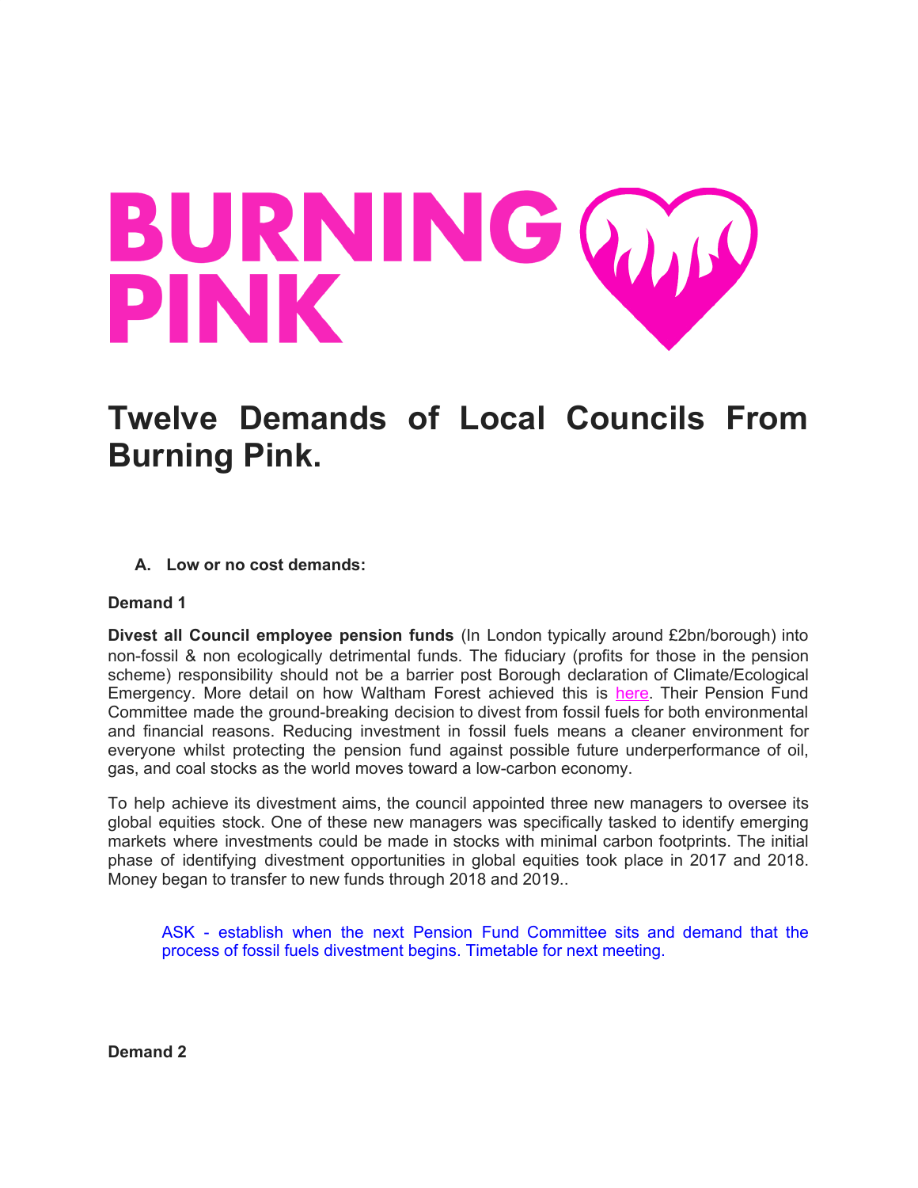# BURNING PINK

## Twelve Demands of Local Councils From Burning Pink.

A. **Low or no cost demands:**

**Demand 1**

**Divest all Council employee pension funds** (In London typically around £2bn/borough) into non-fossil & non ecologically detrimental funds. The fiduciary (profits for those in the pension scheme) responsibility should not be a barrier post Borough declaration of Climate/Ecological Emergency. More detail on how Waltham Forest achieved this is here. Their Pension Fund Committee made the ground-breaking decision to divest from fossil fuels for both environmental and financial reasons. Reducing investment in fossil fuels means a cleaner environment for everyone whilst protecting the pension fund against possible future underperformance of oil, gas, and coal stocks as the world moves toward a low-carbon economy.

To help achieve its divestment aims, the council appointed three new managers to oversee its global equities stock. One of these new managers was specifically tasked to identify emerging markets where investments could be made in stocks with minimal carbon footprints. The initial phase of identifying divestment opportunities in global equities took place in 2017 and 2018. Money began to transfer to new funds through 2018 and 2019..

> ASK - establish when the next Pension Fund Committee sits and demand that the process of fossil fuels divestment begins. Timetable for next meeting.

**Demand 2**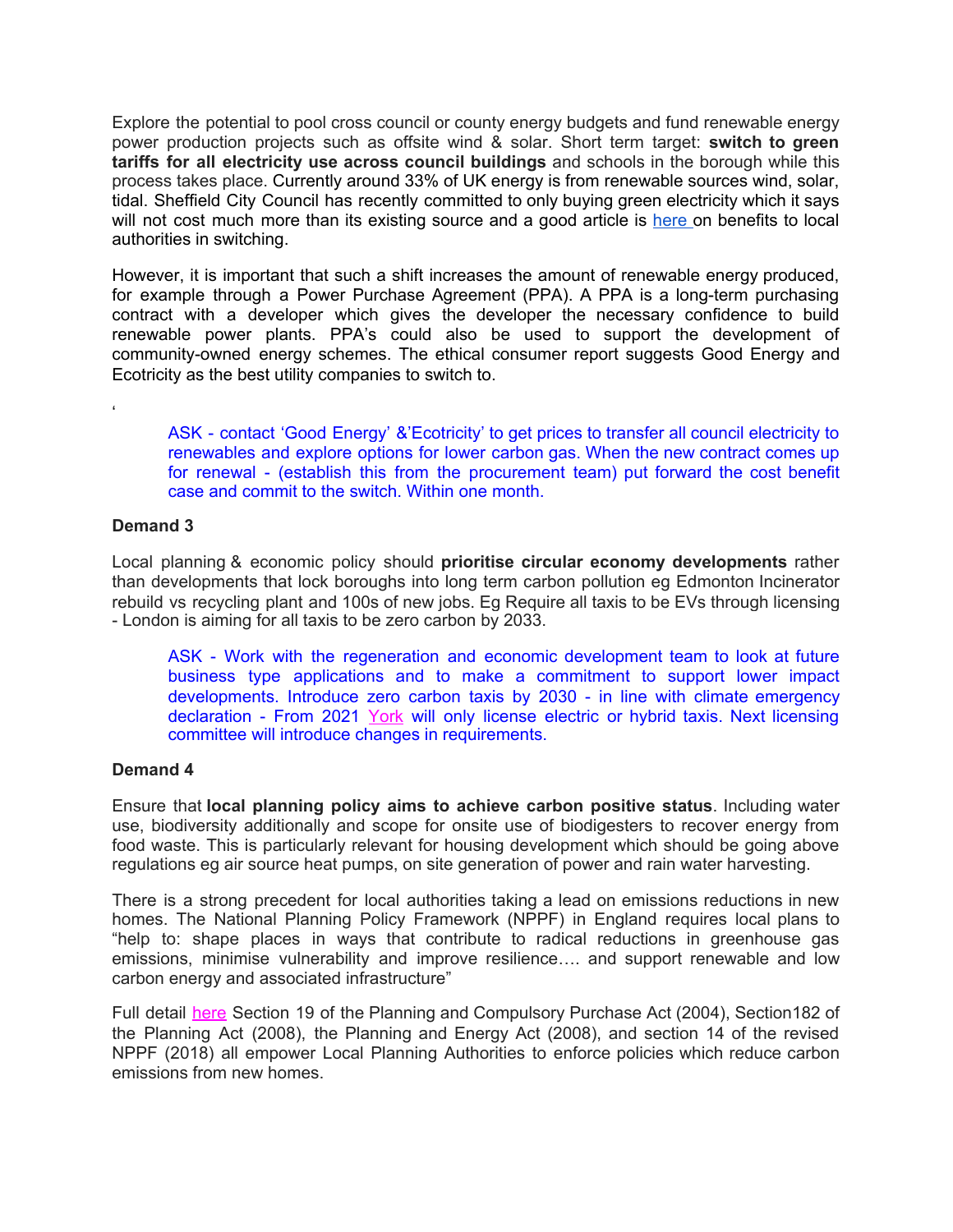Explore the potential to pool cross council or county energy budgets and fund renewable energy power production projects such as offsite wind & solar. Short term target: **switch to green tariffs for all electricity use across council buildings** and schools in the borough while this process takes place. Currently around 33% of UK energy is from renewable sources wind, solar, tidal. Sheffield City Council has recently committed to only buying green electricity which it says will not cost much more than its existing source and a good article is here on benefits to local authorities in switching.

However, it is important that such a shift increases the amount of renewable energy produced, for example through a Power Purchase Agreement (PPA). A PPA is a long-term purchasing contract with a developer which gives the developer the necessary confidence to build renewable power plants. PPA's could also be used to support the development of community-owned energy schemes. The ethical consumer report suggests Good Energy and Ecotricity as the best utility companies to switch to.

‘

> ASK - contact ‘Good Energy’ &’Ecotricity’ to get prices to transfer all council electricity to renewables and explore options for lower carbon gas. When the new contract comes up for renewal - (establish this from the procurement team) put forward the cost benefit case and commit to the switch. Within one month.

**Demand 3**

Local planning & economic policy should **prioritise circular economy developments** rather than developments that lock boroughs into long term carbon pollution eg Edmonton Incinerator rebuild vs recycling plant and 100s of new jobs. Eg Require all taxis to be EVs through licensing - London is aiming for all taxis to be zero carbon by 2033.

> ASK - Work with the regeneration and economic development team to look at future business type applications and to make a commitment to support lower impact developments. Introduce zero carbon taxis by 2030 - in line with climate emergency declaration - From 2021 York will only license electric or hybrid taxis. Next licensing committee will introduce changes in requirements.

**Demand 4**

Ensure that **local planning policy aims to achieve carbon positive status**. Including water use, biodiversity additionally and scope for onsite use of biodigesters to recover energy from food waste. This is particularly relevant for housing development which should be going above regulations eg air source heat pumps, on site generation of power and rain water harvesting.

There is a strong precedent for local authorities taking a lead on emissions reductions in new homes. The National Planning Policy Framework (NPPF) in England requires local plans to “help to: shape places in ways that contribute to radical reductions in greenhouse gas emissions, minimise vulnerability and improve resilience…. and support renewable and low carbon energy and associated infrastructure”

Full detail here Section 19 of the Planning and Compulsory Purchase Act (2004), Section182 of the Planning Act (2008), the Planning and Energy Act (2008), and section 14 of the revised NPPF (2018) all empower Local Planning Authorities to enforce policies which reduce carbon emissions from new homes.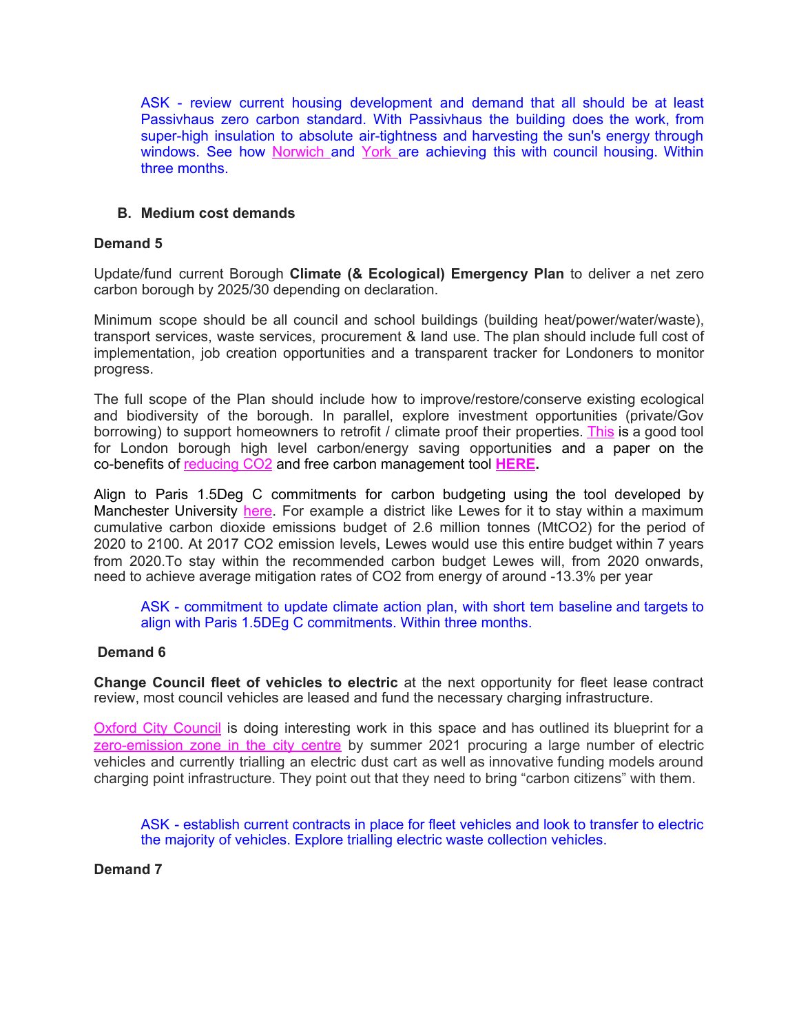ASK - review current housing development and demand that all should be at least Passivhaus zero carbon standard. With Passivhaus the building does the work, from super-high insulation to absolute air-tightness and harvesting the sun's energy through windows. See how Norwich and York are achieving this with council housing. Within three months.

### B. Medium cost demands

**Demand 5**

Update/fund current Borough **Climate (& Ecological) Emergency Plan** to deliver a net zero carbon borough by 2025/30 depending on declaration.

Minimum scope should be all council and school buildings (building heat/power/water/waste), transport services, waste services, procurement & land use. The plan should include full cost of implementation, job creation opportunities and a transparent tracker for Londoners to monitor progress.

The full scope of the Plan should include how to improve/restore/conserve existing ecological and biodiversity of the borough. In parallel, explore investment opportunities (private/Gov borrowing) to support homeowners to retrofit / climate proof their properties. This is a good tool for London borough high level carbon/energy saving opportunities and a paper on the co-benefits of reducing $CO_2$ and free carbon management tool **HERE.**

Align to Paris 1.5Deg C commitments for carbon budgeting using the tool developed by Manchester University here. For example a district like Lewes for it to stay within a maximum cumulative carbon dioxide emissions budget of 2.6 million tonnes ($MtCO_2$) for the period of 2020 to 2100. At 2017 $CO_2$ emission levels, Lewes would use this entire budget within 7 years from 2020.To stay within the recommended carbon budget Lewes will, from 2020 onwards, need to achieve average mitigation rates of $CO_2$ from energy of around -13.3% per year

ASK - commitment to update climate action plan, with short tem baseline and targets to align with Paris 1.5DEg C commitments. Within three months.

**Demand 6**

**Change Council fleet of vehicles to electric** at the next opportunity for fleet lease contract review, most council vehicles are leased and fund the necessary charging infrastructure.

Oxford City Council is doing interesting work in this space and has outlined its blueprint for a zero-emission zone in the city centre by summer 2021 procuring a large number of electric vehicles and currently trialling an electric dust cart as well as innovative funding models around charging point infrastructure. They point out that they need to bring "carbon citizens" with them.

ASK - establish current contracts in place for fleet vehicles and look to transfer to electric the majority of vehicles. Explore trialling electric waste collection vehicles.

**Demand 7**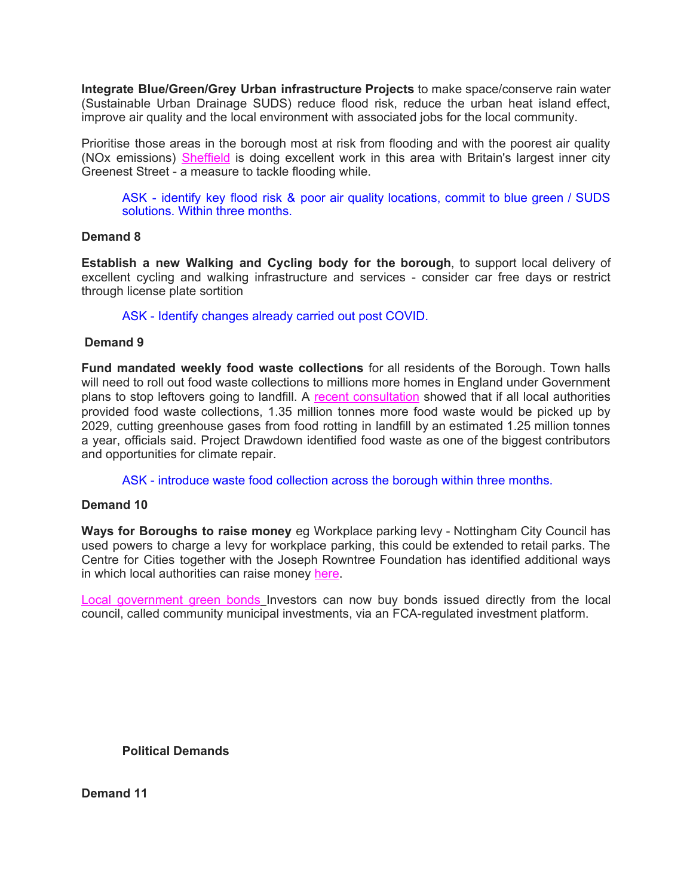**Integrate Blue/Green/Grey Urban infrastructure Projects** to make space/conserve rain water (Sustainable Urban Drainage SUDS) reduce flood risk, reduce the urban heat island effect, improve air quality and the local environment with associated jobs for the local community.

Prioritise those areas in the borough most at risk from flooding and with the poorest air quality (NOx emissions) Sheffield is doing excellent work in this area with Britain's largest inner city Greenest Street - a measure to tackle flooding while.

> ASK - identify key flood risk & poor air quality locations, commit to blue green / SUDS solutions. Within three months.

**Demand 8**

**Establish a new Walking and Cycling body for the borough**, to support local delivery of excellent cycling and walking infrastructure and services - consider car free days or restrict through license plate sortition

> ASK - Identify changes already carried out post COVID.

**Demand 9**

**Fund mandated weekly food waste collections** for all residents of the Borough. Town halls will need to roll out food waste collections to millions more homes in England under Government plans to stop leftovers going to landfill. A recent consultation showed that if all local authorities provided food waste collections, 1.35 million tonnes more food waste would be picked up by 2029, cutting greenhouse gases from food rotting in landfill by an estimated 1.25 million tonnes a year, officials said. Project Drawdown identified food waste as one of the biggest contributors and opportunities for climate repair.

> ASK - introduce waste food collection across the borough within three months.

**Demand 10**

**Ways for Boroughs to raise money** eg Workplace parking levy - Nottingham City Council has used powers to charge a levy for workplace parking, this could be extended to retail parks. The Centre for Cities together with the Joseph Rowntree Foundation has identified additional ways in which local authorities can raise money here.

Local government green bonds Investors can now buy bonds issued directly from the local council, called community municipal investments, via an FCA-regulated investment platform.

**Political Demands**

**Demand 11**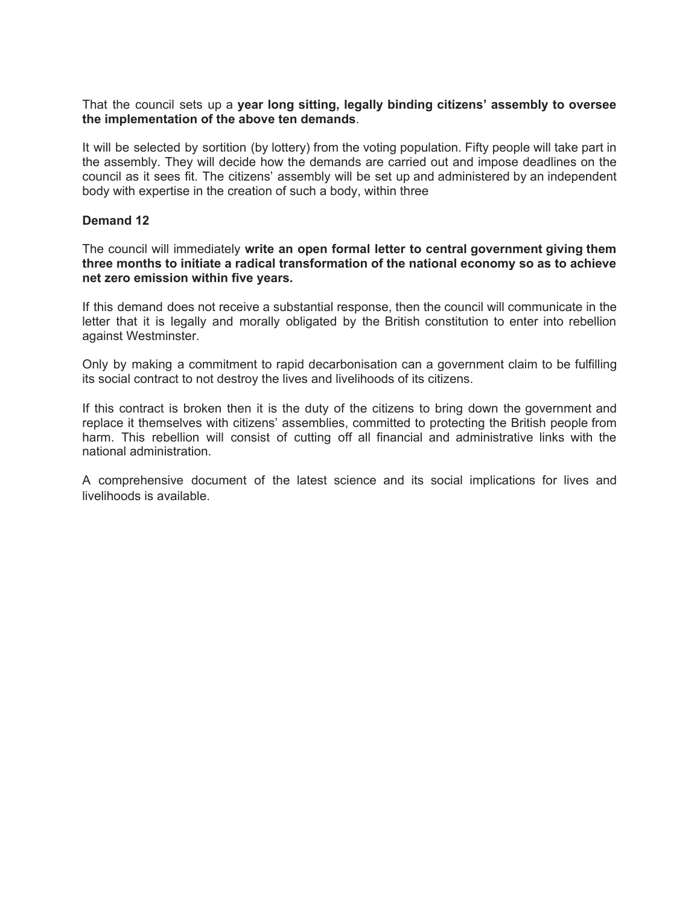That the council sets up a **year long sitting, legally binding citizens' assembly to oversee the implementation of the above ten demands**.

It will be selected by sortition (by lottery) from the voting population. Fifty people will take part in the assembly. They will decide how the demands are carried out and impose deadlines on the council as it sees fit. The citizens' assembly will be set up and administered by an independent body with expertise in the creation of such a body, within three

**Demand 12**

The council will immediately **write an open formal letter to central government giving them three months to initiate a radical transformation of the national economy so as to achieve net zero emission within five years.**

If this demand does not receive a substantial response, then the council will communicate in the letter that it is legally and morally obligated by the British constitution to enter into rebellion against Westminster.

Only by making a commitment to rapid decarbonisation can a government claim to be fulfilling its social contract to not destroy the lives and livelihoods of its citizens.

If this contract is broken then it is the duty of the citizens to bring down the government and replace it themselves with citizens' assemblies, committed to protecting the British people from harm. This rebellion will consist of cutting off all financial and administrative links with the national administration.

A comprehensive document of the latest science and its social implications for lives and livelihoods is available.